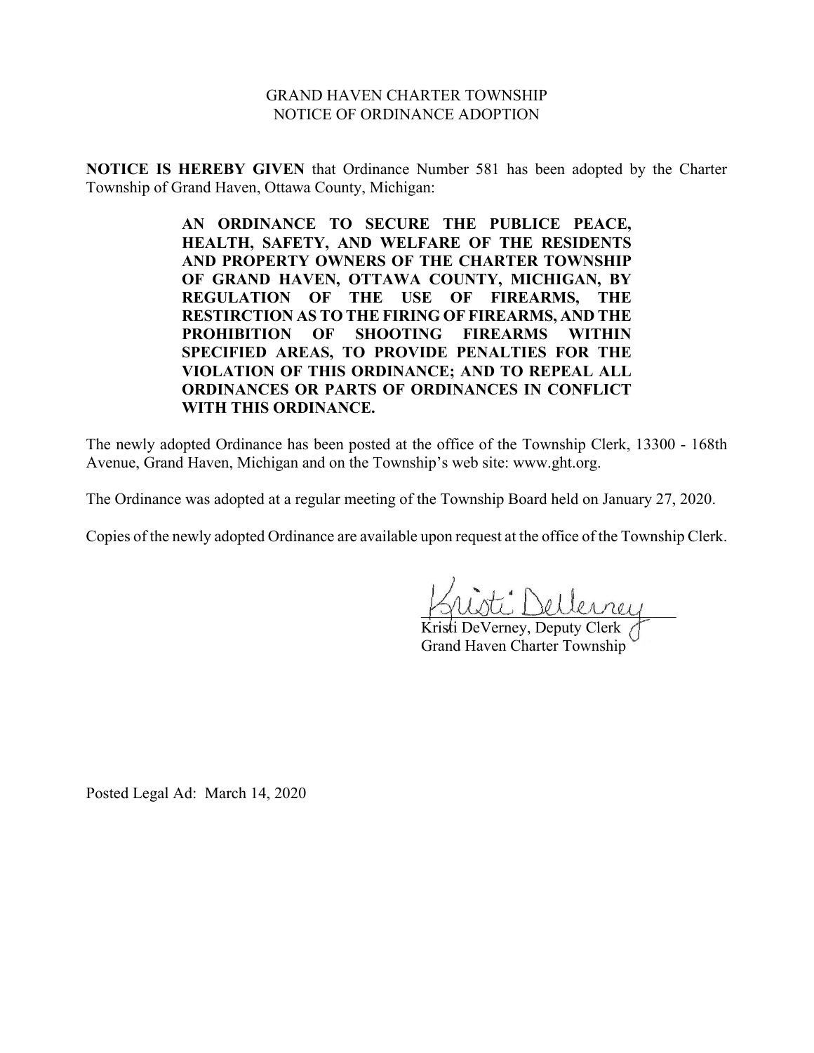# GRAND HAVEN CHARTER TOWNSHIP
## NOTICE OF ORDINANCE ADOPTION

**NOTICE IS HEREBY GIVEN** that Ordinance Number 581 has been adopted by the Charter Township of Grand Haven, Ottawa County, Michigan:

> **AN ORDINANCE TO SECURE THE PUBLICE PEACE, HEALTH, SAFETY, AND WELFARE OF THE RESIDENTS AND PROPERTY OWNERS OF THE CHARTER TOWNSHIP OF GRAND HAVEN, OTTAWA COUNTY, MICHIGAN, BY REGULATION OF THE USE OF FIREARMS, THE RESTIRCTION AS TO THE FIRING OF FIREARMS, AND THE PROHIBITION OF SHOOTING FIREARMS WITHIN SPECIFIED AREAS, TO PROVIDE PENALTIES FOR THE VIOLATION OF THIS ORDINANCE; AND TO REPEAL ALL ORDINANCES OR PARTS OF ORDINANCES IN CONFLICT WITH THIS ORDINANCE.**

The newly adopted Ordinance has been posted at the office of the Township Clerk, 13300 - 168th Avenue, Grand Haven, Michigan and on the Township's web site: www.ght.org.

The Ordinance was adopted at a regular meeting of the Township Board held on January 27, 2020.

Copies of the newly adopted Ordinance are available upon request at the office of the Township Clerk.

Kristi DeVerney

Kristi DeVerney, Deputy Clerk
Grand Haven Charter Township

Posted Legal Ad: March 14, 2020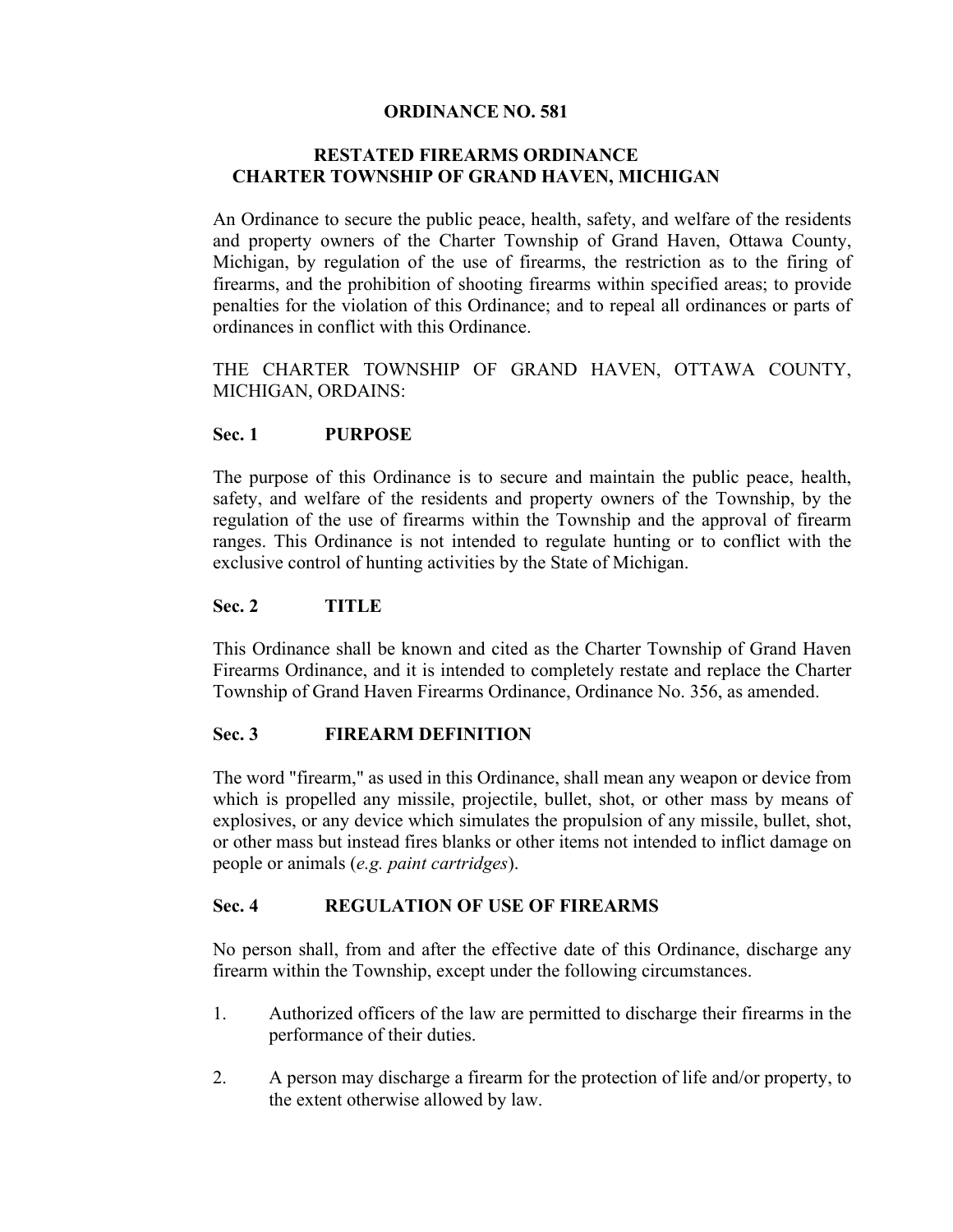# ORDINANCE NO. 581

## RESTATED FIREARMS ORDINANCE
## CHARTER TOWNSHIP OF GRAND HAVEN, MICHIGAN

An Ordinance to secure the public peace, health, safety, and welfare of the residents and property owners of the Charter Township of Grand Haven, Ottawa County, Michigan, by regulation of the use of firearms, the restriction as to the firing of firearms, and the prohibition of shooting firearms within specified areas; to provide penalties for the violation of this Ordinance; and to repeal all ordinances or parts of ordinances in conflict with this Ordinance.

THE CHARTER TOWNSHIP OF GRAND HAVEN, OTTAWA COUNTY, MICHIGAN, ORDAINS:

### Sec. 1 PURPOSE

The purpose of this Ordinance is to secure and maintain the public peace, health, safety, and welfare of the residents and property owners of the Township, by the regulation of the use of firearms within the Township and the approval of firearm ranges. This Ordinance is not intended to regulate hunting or to conflict with the exclusive control of hunting activities by the State of Michigan.

### Sec. 2 TITLE

This Ordinance shall be known and cited as the Charter Township of Grand Haven Firearms Ordinance, and it is intended to completely restate and replace the Charter Township of Grand Haven Firearms Ordinance, Ordinance No. 356, as amended.

### Sec. 3 FIREARM DEFINITION

The word "firearm," as used in this Ordinance, shall mean any weapon or device from which is propelled any missile, projectile, bullet, shot, or other mass by means of explosives, or any device which simulates the propulsion of any missile, bullet, shot, or other mass but instead fires blanks or other items not intended to inflict damage on people or animals (*e.g. paint cartridges*).

### Sec. 4 REGULATION OF USE OF FIREARMS

No person shall, from and after the effective date of this Ordinance, discharge any firearm within the Township, except under the following circumstances.

1. Authorized officers of the law are permitted to discharge their firearms in the performance of their duties.

2. A person may discharge a firearm for the protection of life and/or property, to the extent otherwise allowed by law.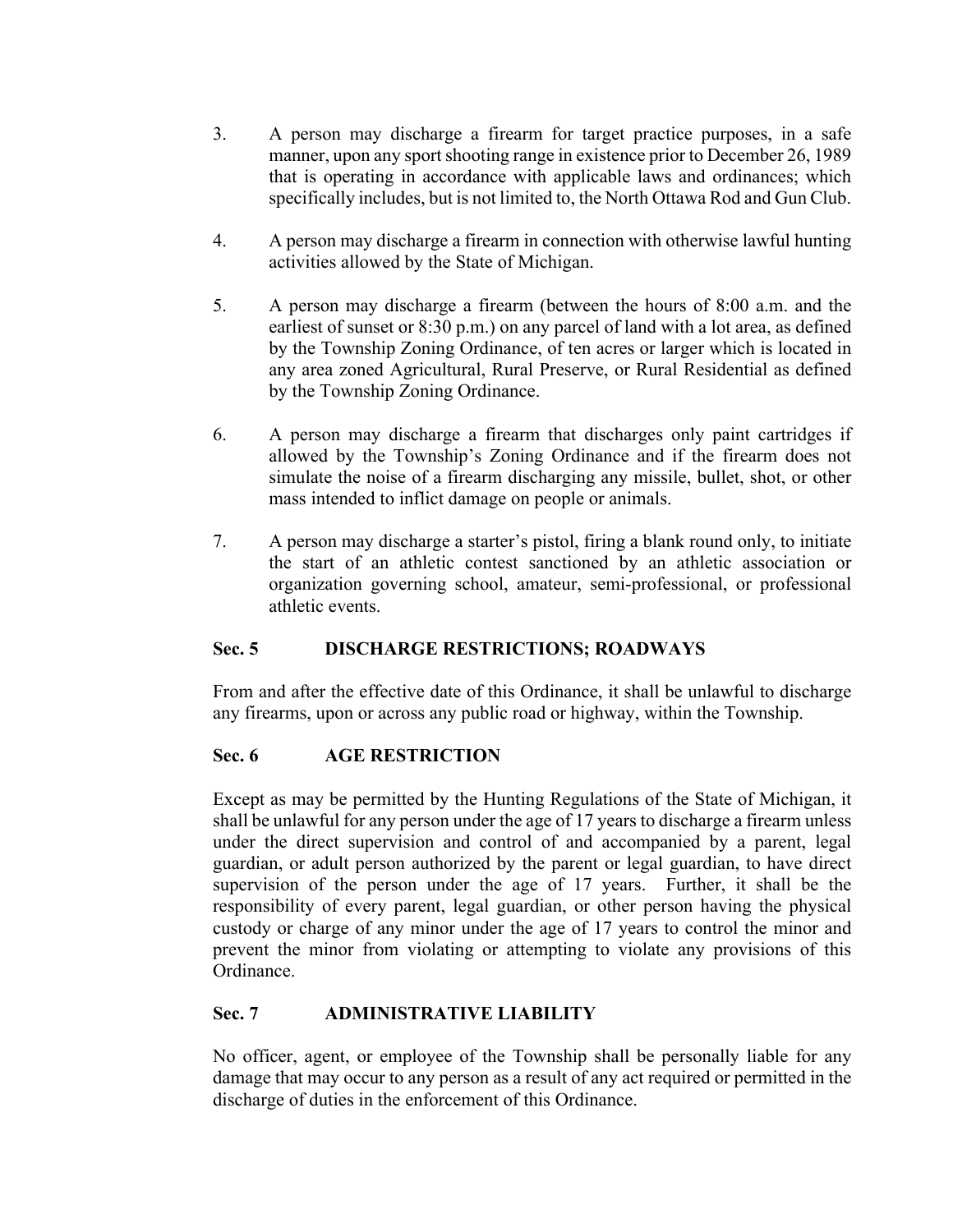3. A person may discharge a firearm for target practice purposes, in a safe manner, upon any sport shooting range in existence prior to December 26, 1989 that is operating in accordance with applicable laws and ordinances; which specifically includes, but is not limited to, the North Ottawa Rod and Gun Club.

4. A person may discharge a firearm in connection with otherwise lawful hunting activities allowed by the State of Michigan.

5. A person may discharge a firearm (between the hours of 8:00 a.m. and the earliest of sunset or 8:30 p.m.) on any parcel of land with a lot area, as defined by the Township Zoning Ordinance, of ten acres or larger which is located in any area zoned Agricultural, Rural Preserve, or Rural Residential as defined by the Township Zoning Ordinance.

6. A person may discharge a firearm that discharges only paint cartridges if allowed by the Township's Zoning Ordinance and if the firearm does not simulate the noise of a firearm discharging any missile, bullet, shot, or other mass intended to inflict damage on people or animals.

7. A person may discharge a starter's pistol, firing a blank round only, to initiate the start of an athletic contest sanctioned by an athletic association or organization governing school, amateur, semi-professional, or professional athletic events.

## Sec. 5 DISCHARGE RESTRICTIONS; ROADWAYS

From and after the effective date of this Ordinance, it shall be unlawful to discharge any firearms, upon or across any public road or highway, within the Township.

## Sec. 6 AGE RESTRICTION

Except as may be permitted by the Hunting Regulations of the State of Michigan, it shall be unlawful for any person under the age of 17 years to discharge a firearm unless under the direct supervision and control of and accompanied by a parent, legal guardian, or adult person authorized by the parent or legal guardian, to have direct supervision of the person under the age of 17 years. Further, it shall be the responsibility of every parent, legal guardian, or other person having the physical custody or charge of any minor under the age of 17 years to control the minor and prevent the minor from violating or attempting to violate any provisions of this Ordinance.

## Sec. 7 ADMINISTRATIVE LIABILITY

No officer, agent, or employee of the Township shall be personally liable for any damage that may occur to any person as a result of any act required or permitted in the discharge of duties in the enforcement of this Ordinance.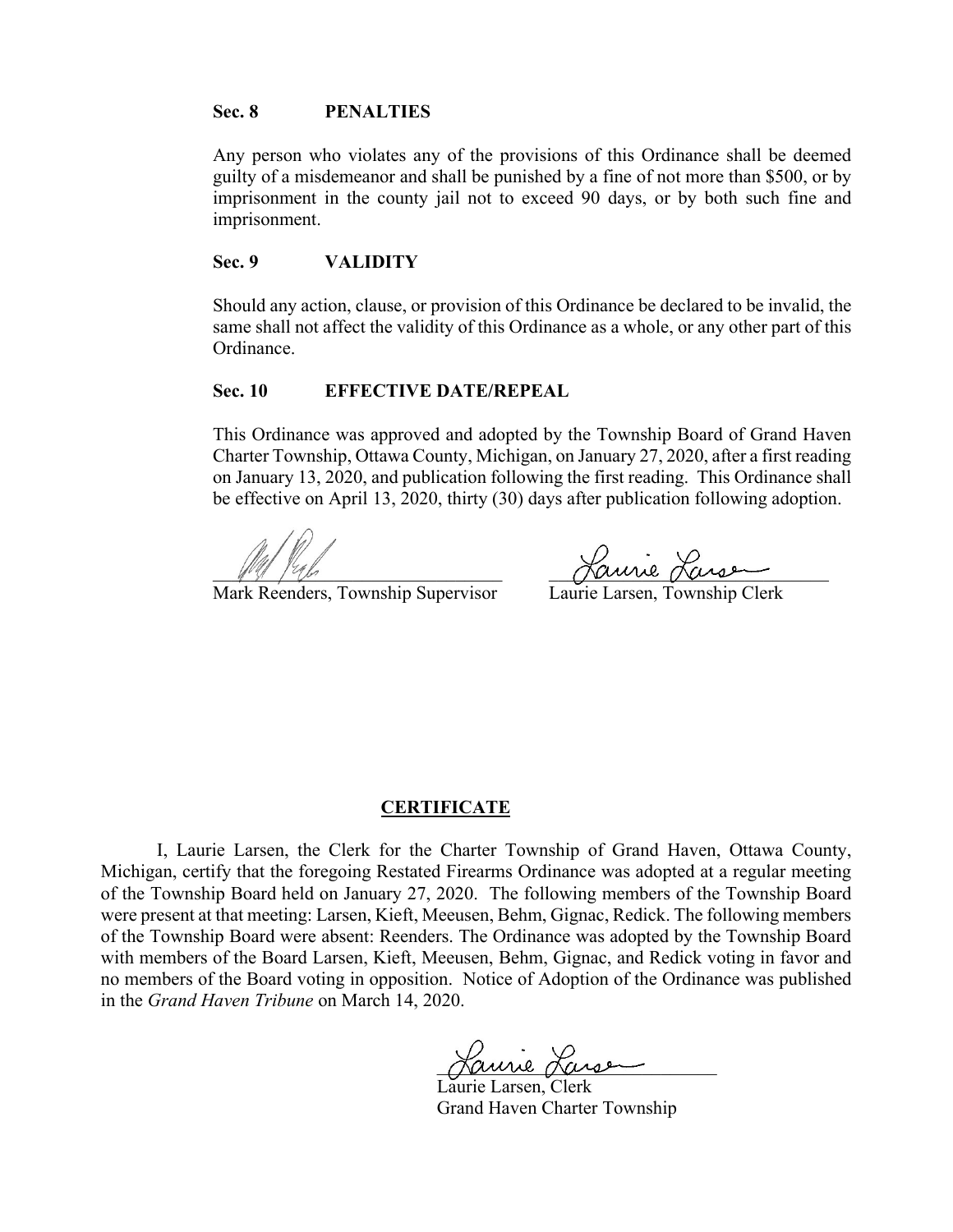**Sec. 8 PENALTIES**

Any person who violates any of the provisions of this Ordinance shall be deemed guilty of a misdemeanor and shall be punished by a fine of not more than $500, or by imprisonment in the county jail not to exceed 90 days, or by both such fine and imprisonment.

**Sec. 9 VALIDITY**

Should any action, clause, or provision of this Ordinance be declared to be invalid, the same shall not affect the validity of this Ordinance as a whole, or any other part of this Ordinance.

**Sec. 10 EFFECTIVE DATE/REPEAL**

This Ordinance was approved and adopted by the Township Board of Grand Haven Charter Township, Ottawa County, Michigan, on January 27, 2020, after a first reading on January 13, 2020, and publication following the first reading. This Ordinance shall be effective on April 13, 2020, thirty (30) days after publication following adoption.

Mark Reenders, Township Supervisor

Laurie Larsen, Township Clerk

**CERTIFICATE**

I, Laurie Larsen, the Clerk for the Charter Township of Grand Haven, Ottawa County, Michigan, certify that the foregoing Restated Firearms Ordinance was adopted at a regular meeting of the Township Board held on January 27, 2020. The following members of the Township Board were present at that meeting: Larsen, Kieft, Meeusen, Behm, Gignac, Redick. The following members of the Township Board were absent: Reenders. The Ordinance was adopted by the Township Board with members of the Board Larsen, Kieft, Meeusen, Behm, Gignac, and Redick voting in favor and no members of the Board voting in opposition. Notice of Adoption of the Ordinance was published in the *Grand Haven Tribune* on March 14, 2020.

Laurie Larsen, Clerk
Grand Haven Charter Township